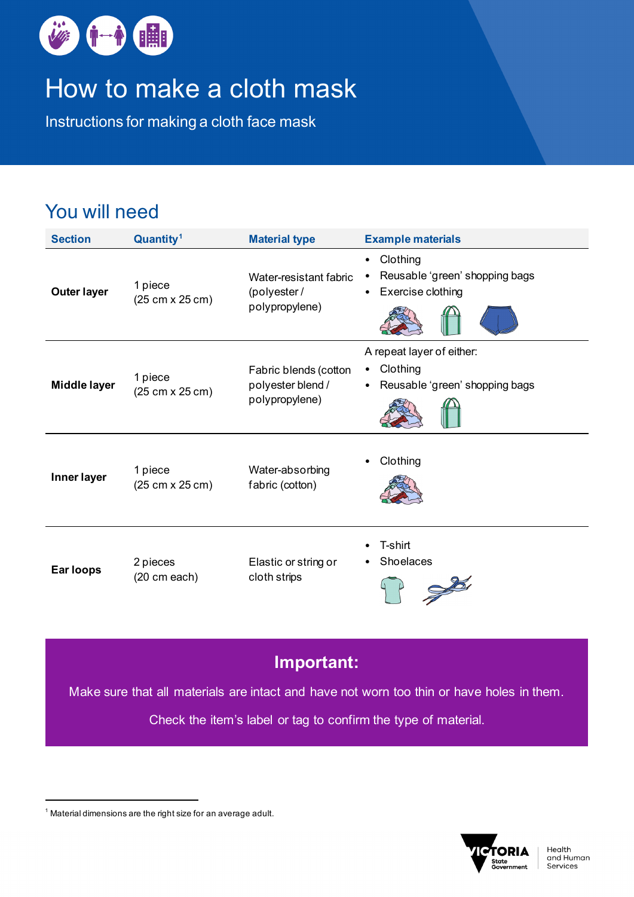# How to make a cloth mask

Instructions for making a cloth face mask

## You will need

| Section | Quantity[1] | Material type | Example materials |
|---|---|---|---|
| **Outer layer** | 1 piece (25 cm x 25 cm) | Water-resistant fabric (polyester / polypropylene) | • Clothing<br>• Reusable 'green' shopping bags<br>• Exercise clothing |
| **Middle layer** | 1 piece (25 cm x 25 cm) | Fabric blends (cotton polyester blend / polypropylene) | A repeat layer of either:<br>• Clothing<br>• Reusable 'green' shopping bags |
| **Inner layer** | 1 piece (25 cm x 25 cm) | Water-absorbing fabric (cotton) | • Clothing |
| **Ear loops** | 2 pieces (20 cm each) | Elastic or string or cloth strips | • T-shirt<br>• Shoelaces |

## Important:

Make sure that all materials are intact and have not worn too thin or have holes in them.

Check the item's label or tag to confirm the type of material.

---

[1] Material dimensions are the right size for an average adult.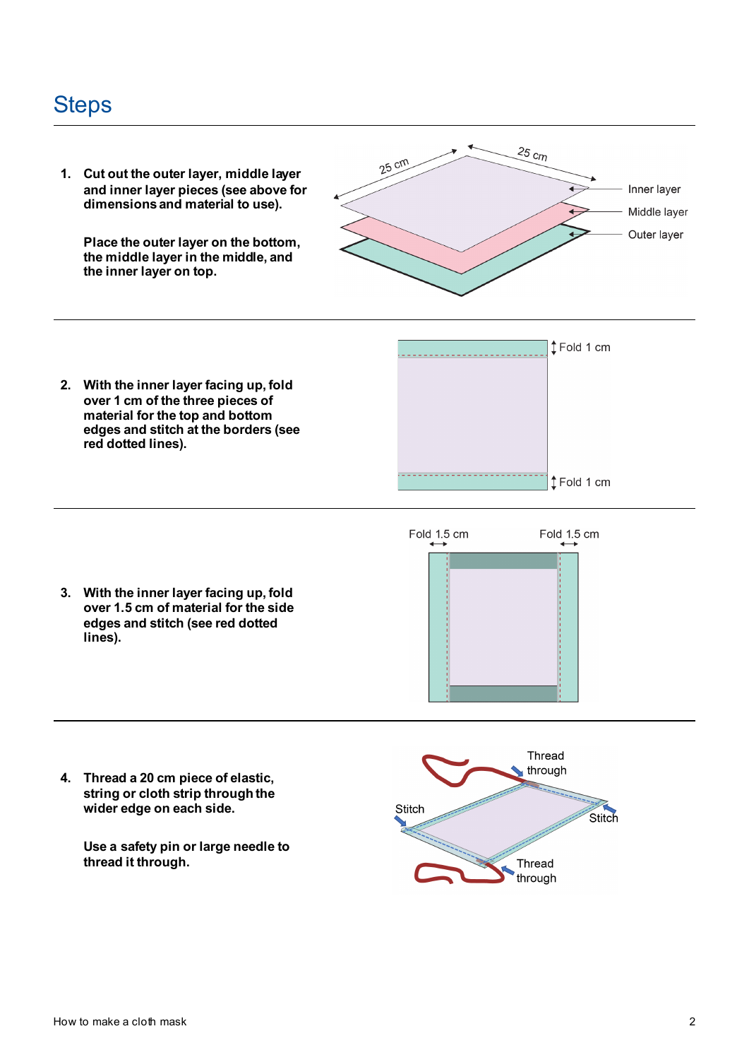# Steps

1. **Cut out the outer layer, middle layer and inner layer pieces (see above for dimensions and material to use).**

   **Place the outer layer on the bottom, the middle layer in the middle, and the inner layer on top.**

25 cm 25 cm Inner layer Middle layer Outer layer

2. **With the inner layer facing up, fold over 1 cm of the three pieces of material for the top and bottom edges and stitch at the borders (see red dotted lines).**

Fold 1 cm Fold 1 cm

3. **With the inner layer facing up, fold over 1.5 cm of material for the side edges and stitch (see red dotted lines).**

Fold 1.5 cm Fold 1.5 cm

4. **Thread a 20 cm piece of elastic, string or cloth strip through the wider edge on each side.**

   **Use a safety pin or large needle to thread it through.**

Thread through Stitch Stitch Thread through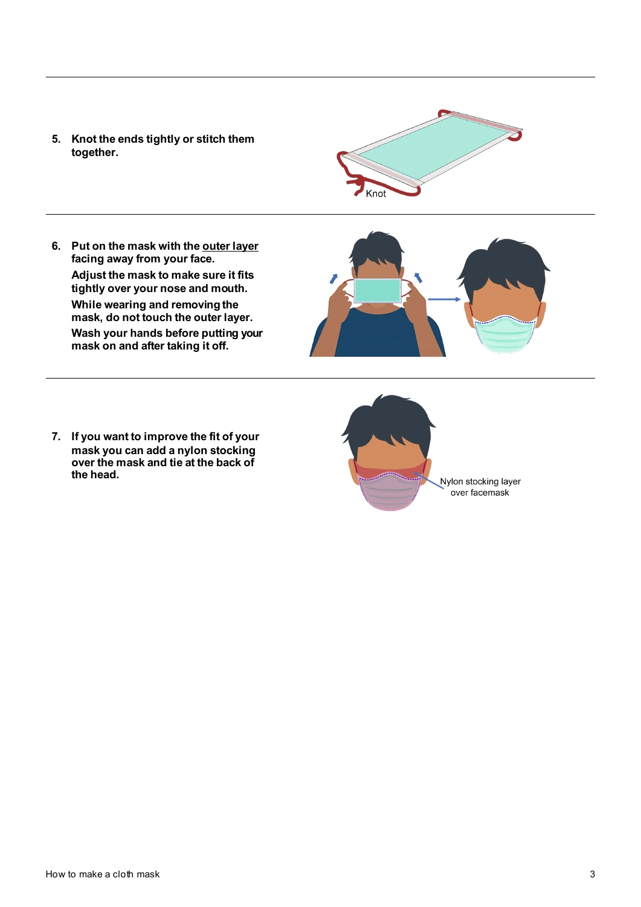5. **Knot the ends tightly or stitch them together.**

Knot

6. **Put on the mask with the <u>outer layer</u> facing away from your face.**

   **Adjust the mask to make sure it fits tightly over your nose and mouth.**

   **While wearing and removing the mask, do not touch the outer layer.**

   **Wash your hands before putting your mask on and after taking it off.**

7. **If you want to improve the fit of your mask you can add a nylon stocking over the mask and tie at the back of the head.**

Nylon stocking layer over facemask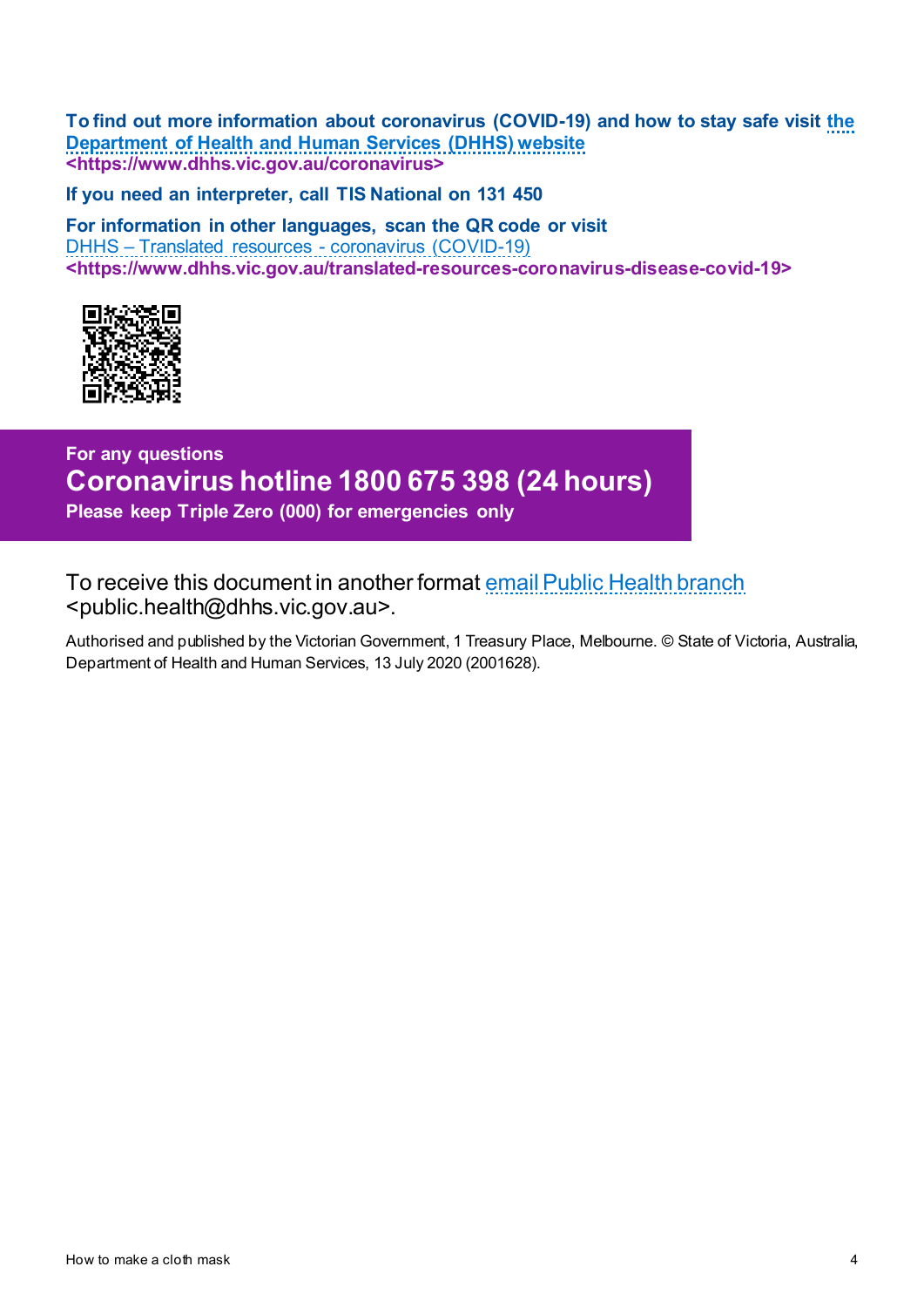**To find out more information about coronavirus (COVID-19) and how to stay safe visit the Department of Health and Human Services (DHHS) website <https://www.dhhs.vic.gov.au/coronavirus>**

**If you need an interpreter, call TIS National on 131 450**

**For information in other languages, scan the QR code or visit**
DHHS – Translated resources - coronavirus (COVID-19)
**<https://www.dhhs.vic.gov.au/translated-resources-coronavirus-disease-covid-19>**

**For any questions**

## Coronavirus hotline 1800 675 398 (24 hours)

**Please keep Triple Zero (000) for emergencies only**

To receive this document in another format email Public Health branch <public.health@dhhs.vic.gov.au>.

Authorised and published by the Victorian Government, 1 Treasury Place, Melbourne. © State of Victoria, Australia, Department of Health and Human Services, 13 July 2020 (2001628).